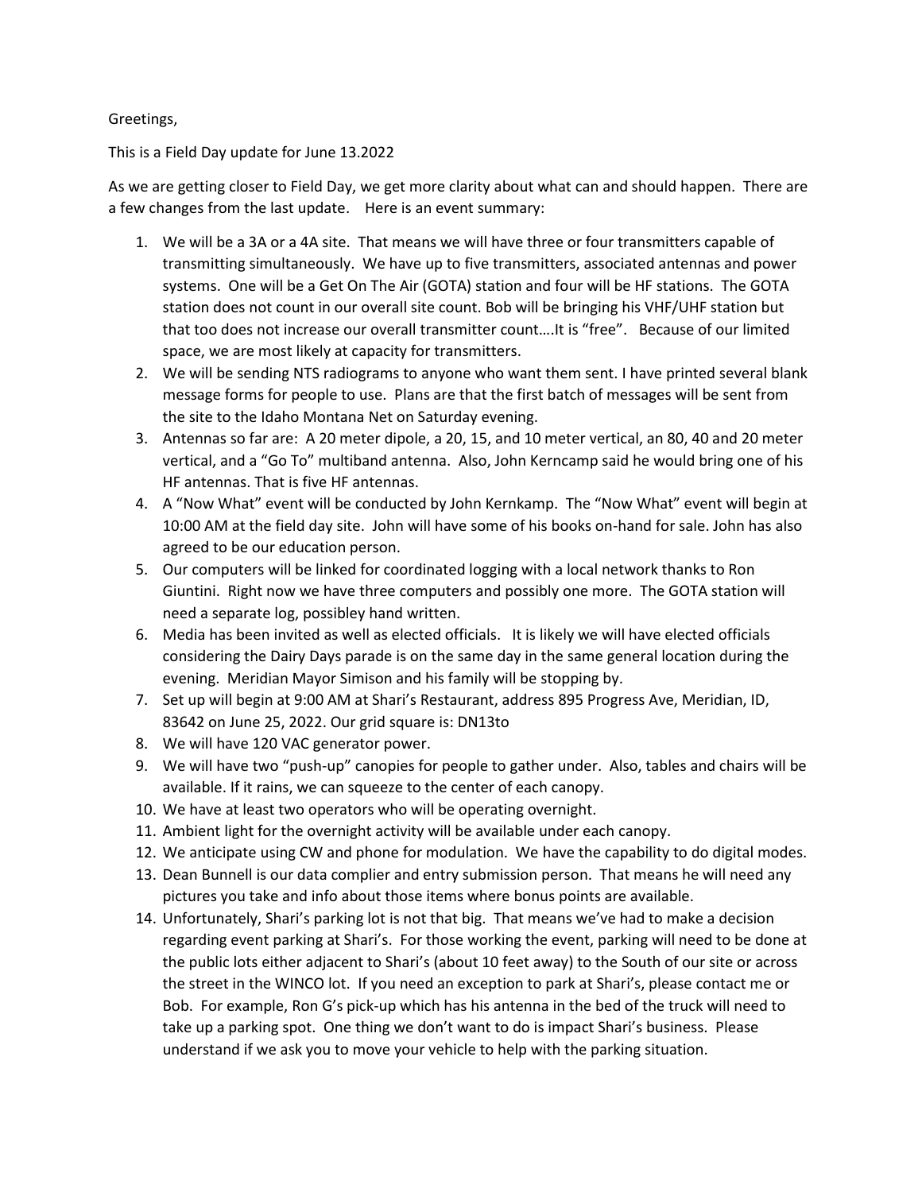Greetings,

This is a Field Day update for June 13.2022

As we are getting closer to Field Day, we get more clarity about what can and should happen. There are a few changes from the last update. Here is an event summary:

1. We will be a 3A or a 4A site. That means we will have three or four transmitters capable of transmitting simultaneously. We have up to five transmitters, associated antennas and power systems. One will be a Get On The Air (GOTA) station and four will be HF stations. The GOTA station does not count in our overall site count. Bob will be bringing his VHF/UHF station but that too does not increase our overall transmitter count….It is "free". Because of our limited space, we are most likely at capacity for transmitters.
2. We will be sending NTS radiograms to anyone who want them sent. I have printed several blank message forms for people to use. Plans are that the first batch of messages will be sent from the site to the Idaho Montana Net on Saturday evening.
3. Antennas so far are: A 20 meter dipole, a 20, 15, and 10 meter vertical, an 80, 40 and 20 meter vertical, and a "Go To" multiband antenna. Also, John Kerncamp said he would bring one of his HF antennas. That is five HF antennas.
4. A "Now What" event will be conducted by John Kernkamp. The "Now What" event will begin at 10:00 AM at the field day site. John will have some of his books on-hand for sale. John has also agreed to be our education person.
5. Our computers will be linked for coordinated logging with a local network thanks to Ron Giuntini. Right now we have three computers and possibly one more. The GOTA station will need a separate log, possibley hand written.
6. Media has been invited as well as elected officials. It is likely we will have elected officials considering the Dairy Days parade is on the same day in the same general location during the evening. Meridian Mayor Simison and his family will be stopping by.
7. Set up will begin at 9:00 AM at Shari's Restaurant, address 895 Progress Ave, Meridian, ID, 83642 on June 25, 2022. Our grid square is: DN13to
8. We will have 120 VAC generator power.
9. We will have two "push-up" canopies for people to gather under. Also, tables and chairs will be available. If it rains, we can squeeze to the center of each canopy.
10. We have at least two operators who will be operating overnight.
11. Ambient light for the overnight activity will be available under each canopy.
12. We anticipate using CW and phone for modulation. We have the capability to do digital modes.
13. Dean Bunnell is our data complier and entry submission person. That means he will need any pictures you take and info about those items where bonus points are available.
14. Unfortunately, Shari's parking lot is not that big. That means we've had to make a decision regarding event parking at Shari's. For those working the event, parking will need to be done at the public lots either adjacent to Shari's (about 10 feet away) to the South of our site or across the street in the WINCO lot. If you need an exception to park at Shari's, please contact me or Bob. For example, Ron G's pick-up which has his antenna in the bed of the truck will need to take up a parking spot. One thing we don't want to do is impact Shari's business. Please understand if we ask you to move your vehicle to help with the parking situation.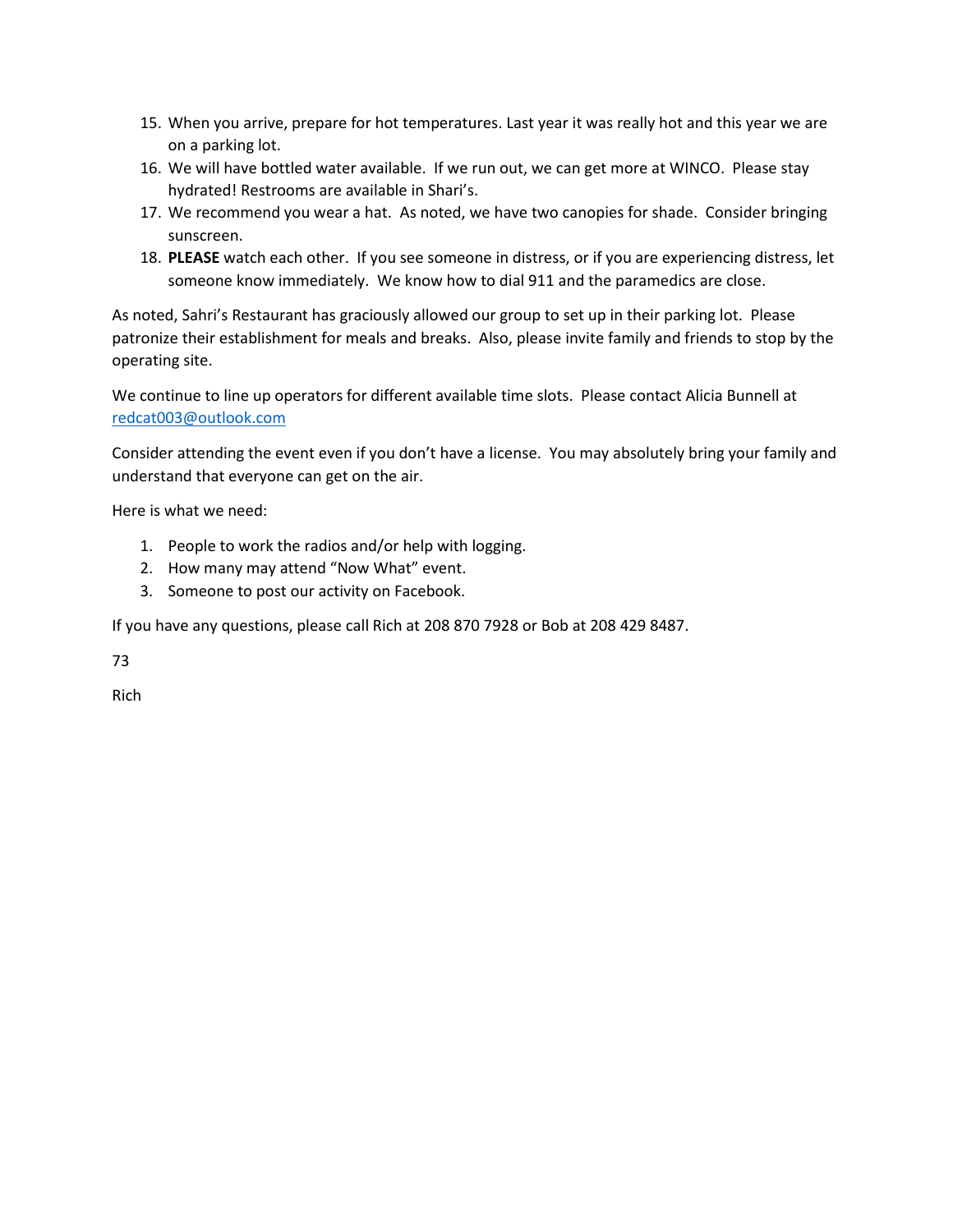15. When you arrive, prepare for hot temperatures. Last year it was really hot and this year we are on a parking lot.
16. We will have bottled water available. If we run out, we can get more at WINCO. Please stay hydrated! Restrooms are available in Shari's.
17. We recommend you wear a hat. As noted, we have two canopies for shade. Consider bringing sunscreen.
18. **PLEASE** watch each other. If you see someone in distress, or if you are experiencing distress, let someone know immediately. We know how to dial 911 and the paramedics are close.

As noted, Sahri's Restaurant has graciously allowed our group to set up in their parking lot. Please patronize their establishment for meals and breaks. Also, please invite family and friends to stop by the operating site.

We continue to line up operators for different available time slots. Please contact Alicia Bunnell at redcat003@outlook.com

Consider attending the event even if you don't have a license. You may absolutely bring your family and understand that everyone can get on the air.

Here is what we need:

1. People to work the radios and/or help with logging.
2. How many may attend "Now What" event.
3. Someone to post our activity on Facebook.

If you have any questions, please call Rich at 208 870 7928 or Bob at 208 429 8487.

73

Rich